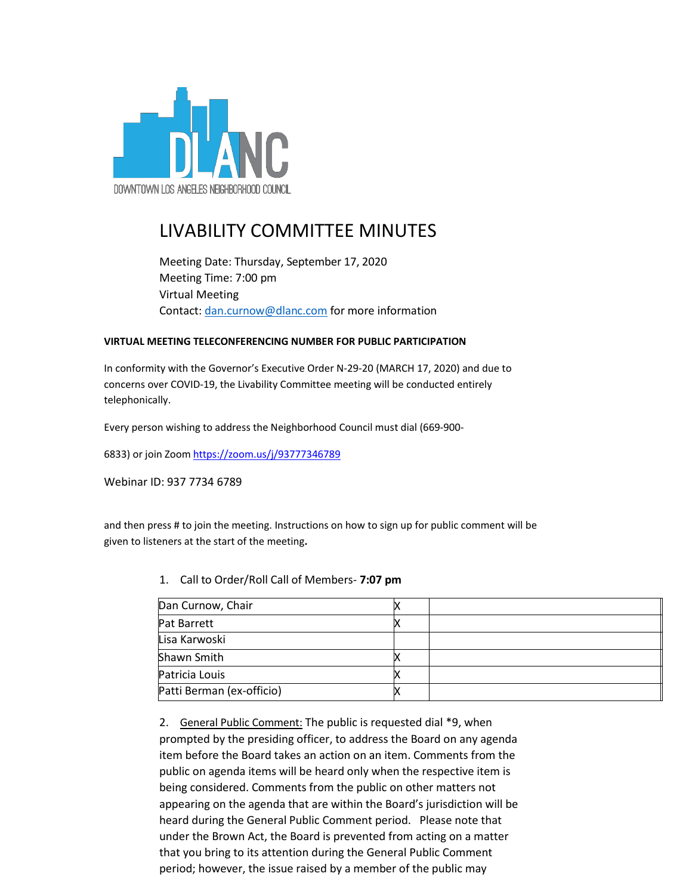DOWNTOWN LOS ANGELES NEIGHBORHOOD COUNCIL

# LIVABILITY COMMITTEE MINUTES

Meeting Date: Thursday, September 17, 2020
Meeting Time: 7:00 pm
Virtual Meeting
Contact: dan.curnow@dlanc.com for more information

**VIRTUAL MEETING TELECONFERENCING NUMBER FOR PUBLIC PARTICIPATION**

In conformity with the Governor's Executive Order N-29-20 (MARCH 17, 2020) and due to concerns over COVID-19, the Livability Committee meeting will be conducted entirely telephonically.

Every person wishing to address the Neighborhood Council must dial (669-900-6833) or join Zoom https://zoom.us/j/93777346789

Webinar ID: 937 7734 6789

and then press # to join the meeting. Instructions on how to sign up for public comment will be given to listeners at the start of the meeting**.**

1. Call to Order/Roll Call of Members- **7:07 pm**

| | | |
|---|---|---|
| Dan Curnow, Chair | X | |
| Pat Barrett | X | |
| Lisa Karwoski | | |
| Shawn Smith | X | |
| Patricia Louis | X | |
| Patti Berman (ex-officio) | X | |

2. General Public Comment: The public is requested dial *9, when prompted by the presiding officer, to address the Board on any agenda item before the Board takes an action on an item. Comments from the public on agenda items will be heard only when the respective item is being considered. Comments from the public on other matters not appearing on the agenda that are within the Board's jurisdiction will be heard during the General Public Comment period. Please note that under the Brown Act, the Board is prevented from acting on a matter that you bring to its attention during the General Public Comment period; however, the issue raised by a member of the public may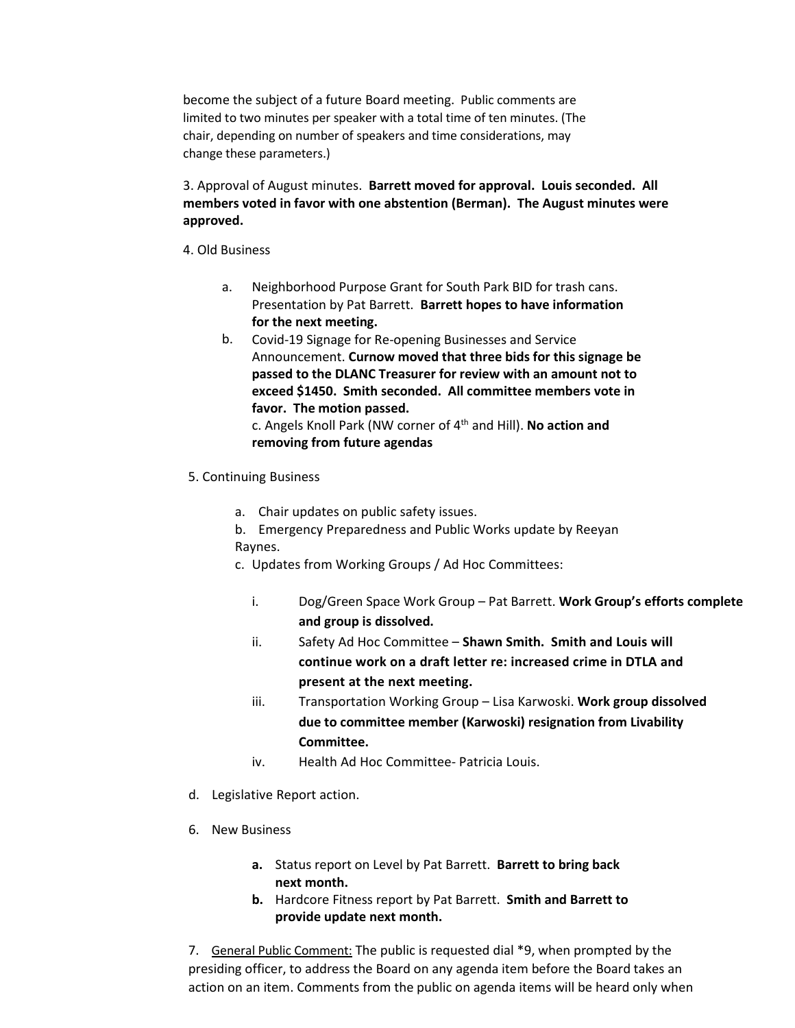become the subject of a future Board meeting. Public comments are limited to two minutes per speaker with a total time of ten minutes. (The chair, depending on number of speakers and time considerations, may change these parameters.)

3. Approval of August minutes. **Barrett moved for approval. Louis seconded. All members voted in favor with one abstention (Berman). The August minutes were approved.**

4. Old Business

   a. Neighborhood Purpose Grant for South Park BID for trash cans. Presentation by Pat Barrett. **Barrett hopes to have information for the next meeting.**

   b. Covid-19 Signage for Re-opening Businesses and Service Announcement. **Curnow moved that three bids for this signage be passed to the DLANC Treasurer for review with an amount not to exceed $1450. Smith seconded. All committee members vote in favor. The motion passed.**

   c. Angels Knoll Park (NW corner of 4th and Hill). **No action and removing from future agendas**

5. Continuing Business

   a. Chair updates on public safety issues.

   b. Emergency Preparedness and Public Works update by Reeyan Raynes.

   c. Updates from Working Groups / Ad Hoc Committees:

      i. Dog/Green Space Work Group – Pat Barrett. **Work Group's efforts complete and group is dissolved.**

      ii. Safety Ad Hoc Committee – **Shawn Smith. Smith and Louis will continue work on a draft letter re: increased crime in DTLA and present at the next meeting.**

      iii. Transportation Working Group – Lisa Karwoski. **Work group dissolved due to committee member (Karwoski) resignation from Livability Committee.**

      iv. Health Ad Hoc Committee- Patricia Louis.

   d. Legislative Report action.

6. New Business

   **a.** Status report on Level by Pat Barrett. **Barrett to bring back next month.**

   **b.** Hardcore Fitness report by Pat Barrett. **Smith and Barrett to provide update next month.**

7. General Public Comment: The public is requested dial *9, when prompted by the presiding officer, to address the Board on any agenda item before the Board takes an action on an item. Comments from the public on agenda items will be heard only when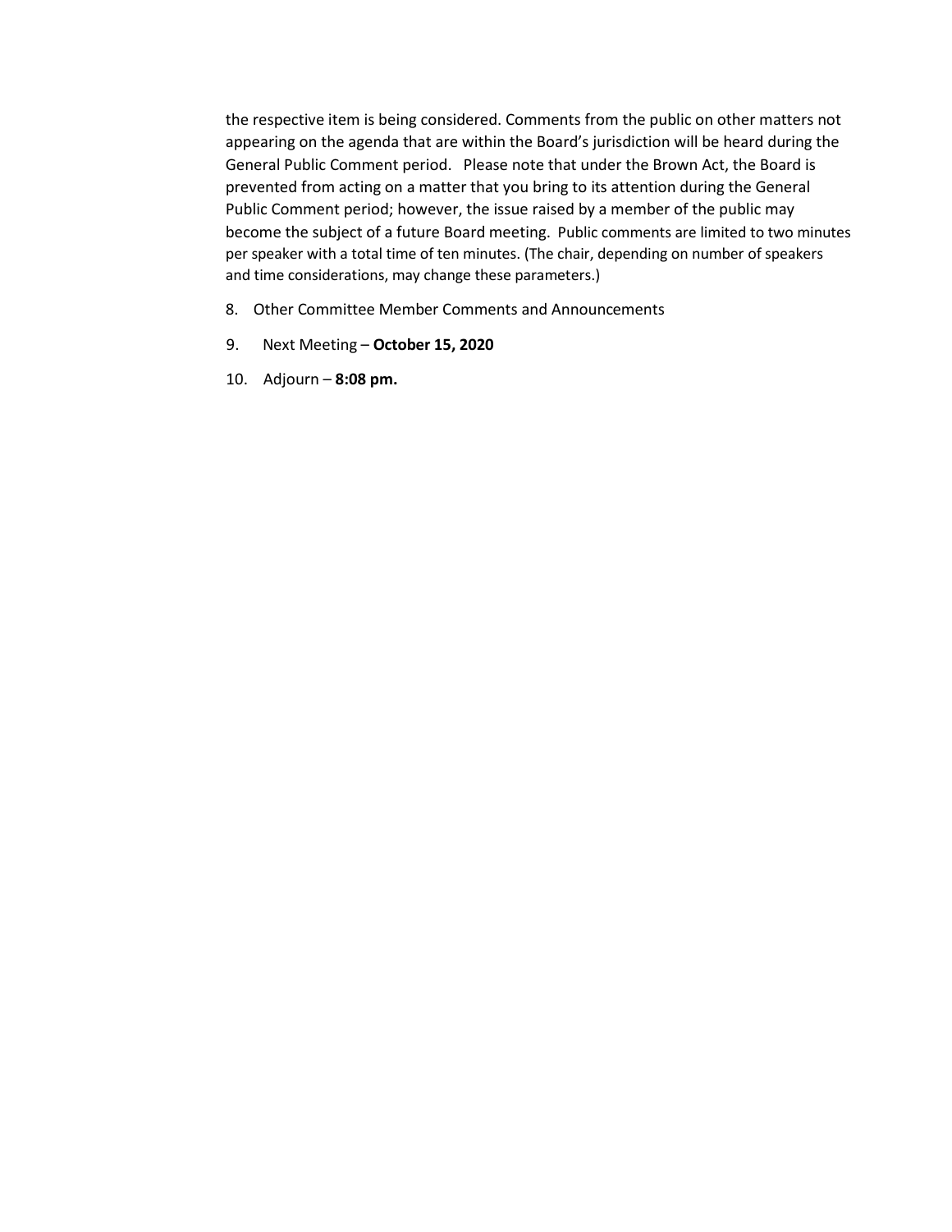the respective item is being considered. Comments from the public on other matters not appearing on the agenda that are within the Board's jurisdiction will be heard during the General Public Comment period. Please note that under the Brown Act, the Board is prevented from acting on a matter that you bring to its attention during the General Public Comment period; however, the issue raised by a member of the public may become the subject of a future Board meeting. Public comments are limited to two minutes per speaker with a total time of ten minutes. (The chair, depending on number of speakers and time considerations, may change these parameters.)

8. Other Committee Member Comments and Announcements
9. Next Meeting – **October 15, 2020**
10. Adjourn – **8:08 pm.**